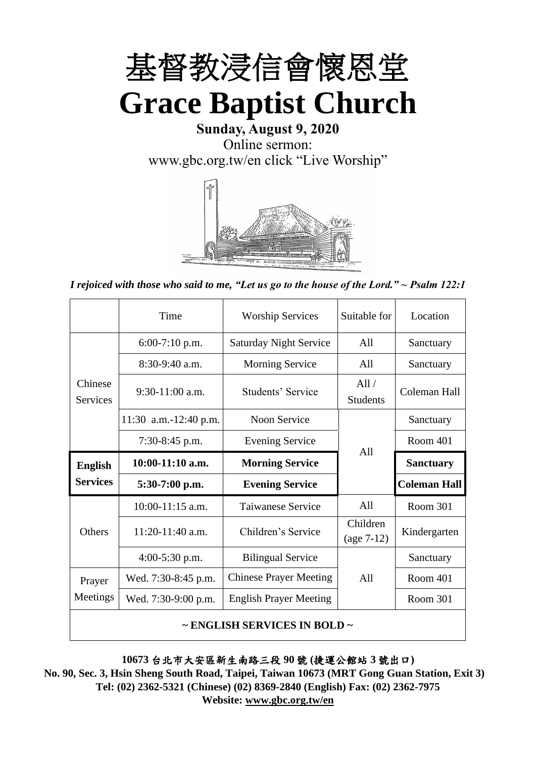# 基督教浸信會懷恩堂

# Grace Baptist Church

**Sunday, August 9, 2020**

Online sermon:
www.gbc.org.tw/en click "Live Worship"

*I rejoiced with those who said to me, "Let us go to the house of the Lord." ~ Psalm 122:1*

| | Time | Worship Services | Suitable for | Location |
|---|---|---|---|---|
| Chinese Services | 6:00-7:10 p.m. | Saturday Night Service | All | Sanctuary |
| | 8:30-9:40 a.m. | Morning Service | All | Sanctuary |
| | 9:30-11:00 a.m. | Students' Service | All / Students | Coleman Hall |
| | 11:30 a.m.-12:40 p.m. | Noon Service | All | Sanctuary |
| | 7:30-8:45 p.m. | Evening Service | | Room 401 |
| **English Services** | **10:00-11:10 a.m.** | **Morning Service** | | **Sanctuary** |
| | **5:30-7:00 p.m.** | **Evening Service** | | **Coleman Hall** |
| Others | 10:00-11:15 a.m. | Taiwanese Service | All | Room 301 |
| | 11:20-11:40 a.m. | Children's Service | Children (age 7-12) | Kindergarten |
| | 4:00-5:30 p.m. | Bilingual Service | All | Sanctuary |
| Prayer Meetings | Wed. 7:30-8:45 p.m. | Chinese Prayer Meeting | | Room 401 |
| | Wed. 7:30-9:00 p.m. | English Prayer Meeting | | Room 301 |

**~ ENGLISH SERVICES IN BOLD ~**

**10673 台北市大安區新生南路三段 90 號 (捷運公館站 3 號出口)**
**No. 90, Sec. 3, Hsin Sheng South Road, Taipei, Taiwan 10673 (MRT Gong Guan Station, Exit 3)**
**Tel: (02) 2362-5321 (Chinese) (02) 8369-2840 (English) Fax: (02) 2362-7975**
**Website: www.gbc.org.tw/en**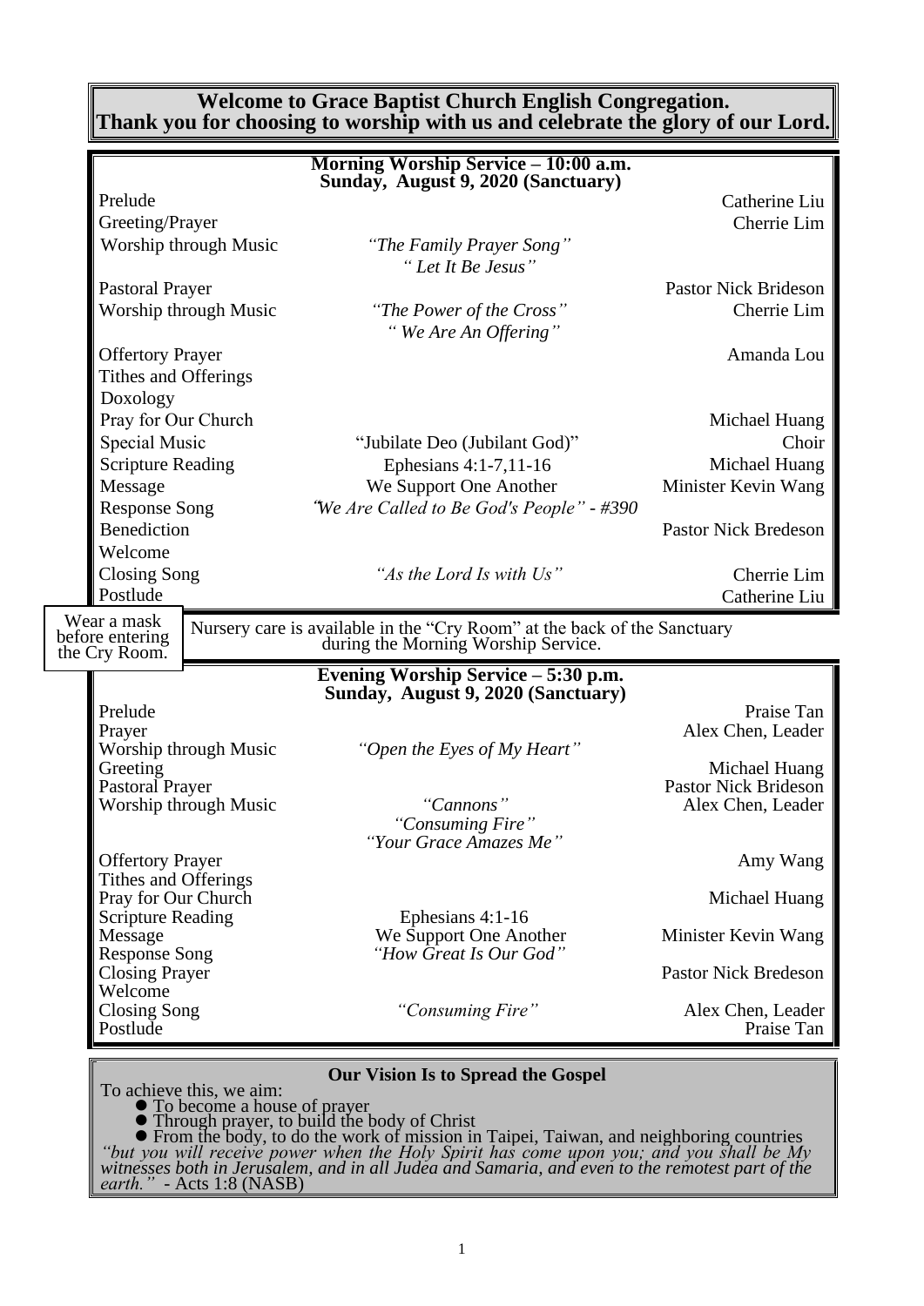**Welcome to Grace Baptist Church English Congregation.**
**Thank you for choosing to worship with us and celebrate the glory of our Lord.**

## Morning Worship Service – 10:00 a.m.
### Sunday, August 9, 2020 (Sanctuary)

| | | |
|---|---|---|
| Prelude | | Catherine Liu |
| Greeting/Prayer | | Cherrie Lim |
| Worship through Music | *"The Family Prayer Song"* *" Let It Be Jesus"* | |
| Pastoral Prayer | | Pastor Nick Brideson |
| Worship through Music | *"The Power of the Cross"* *" We Are An Offering"* | Cherrie Lim |
| Offertory Prayer | | Amanda Lou |
| Tithes and Offerings | | |
| Doxology | | |
| Pray for Our Church | | Michael Huang |
| Special Music | "Jubilate Deo (Jubilant God)" | Choir |
| Scripture Reading | Ephesians 4:1-7,11-16 | Michael Huang |
| Message | We Support One Another | Minister Kevin Wang |
| Response Song | *"We Are Called to Be God's People" - #390* | |
| Benediction | | Pastor Nick Bredeson |
| Welcome | | |
| Closing Song | *"As the Lord Is with Us"* | Cherrie Lim |
| Postlude | | Catherine Liu |

Wear a mask before entering the Cry Room.

Nursery care is available in the "Cry Room" at the back of the Sanctuary during the Morning Worship Service.

## Evening Worship Service – 5:30 p.m.
### Sunday, August 9, 2020 (Sanctuary)

| | | |
|---|---|---|
| Prelude | | Praise Tan |
| Prayer | | Alex Chen, Leader |
| Worship through Music | *"Open the Eyes of My Heart"* | |
| Greeting | | Michael Huang |
| Pastoral Prayer | | Pastor Nick Brideson |
| Worship through Music | *"Cannons"* *"Consuming Fire"* *"Your Grace Amazes Me"* | Alex Chen, Leader |
| Offertory Prayer | | Amy Wang |
| Tithes and Offerings | | |
| Pray for Our Church | | Michael Huang |
| Scripture Reading | Ephesians 4:1-16 | |
| Message | We Support One Another | Minister Kevin Wang |
| Response Song | *"How Great Is Our God"* | |
| Closing Prayer | | Pastor Nick Bredeson |
| Welcome | | |
| Closing Song | *"Consuming Fire"* | Alex Chen, Leader |
| Postlude | | Praise Tan |

**Our Vision Is to Spread the Gospel**

To achieve this, we aim:

- To become a house of prayer
- Through prayer, to build the body of Christ
- From the body, to do the work of mission in Taipei, Taiwan, and neighboring countries

*"but you will receive power when the Holy Spirit has come upon you; and you shall be My witnesses both in Jerusalem, and in all Judea and Samaria, and even to the remotest part of the earth."* - Acts 1:8 (NASB)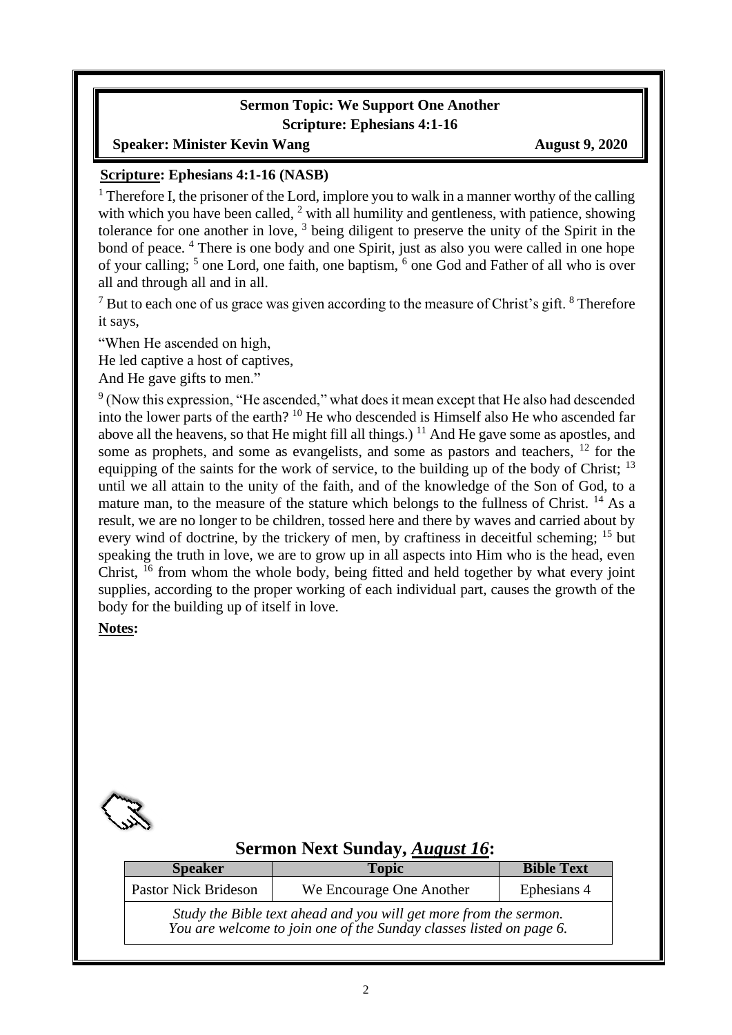**Sermon Topic: We Support One Another**
**Scripture: Ephesians 4:1-16**

**Speaker: Minister Kevin Wang** **August 9, 2020**

**Scripture: Ephesians 4:1-16 (NASB)**

[1] Therefore I, the prisoner of the Lord, implore you to walk in a manner worthy of the calling with which you have been called, [2] with all humility and gentleness, with patience, showing tolerance for one another in love, [3] being diligent to preserve the unity of the Spirit in the bond of peace. [4] There is one body and one Spirit, just as also you were called in one hope of your calling; [5] one Lord, one faith, one baptism, [6] one God and Father of all who is over all and through all and in all.

[7] But to each one of us grace was given according to the measure of Christ's gift. [8] Therefore it says,

"When He ascended on high,
He led captive a host of captives,
And He gave gifts to men."

[9] (Now this expression, "He ascended," what does it mean except that He also had descended into the lower parts of the earth? [10] He who descended is Himself also He who ascended far above all the heavens, so that He might fill all things.) [11] And He gave some as apostles, and some as prophets, and some as evangelists, and some as pastors and teachers, [12] for the equipping of the saints for the work of service, to the building up of the body of Christ; [13] until we all attain to the unity of the faith, and of the knowledge of the Son of God, to a mature man, to the measure of the stature which belongs to the fullness of Christ. [14] As a result, we are no longer to be children, tossed here and there by waves and carried about by every wind of doctrine, by the trickery of men, by craftiness in deceitful scheming; [15] but speaking the truth in love, we are to grow up in all aspects into Him who is the head, even Christ, [16] from whom the whole body, being fitted and held together by what every joint supplies, according to the proper working of each individual part, causes the growth of the body for the building up of itself in love.

**Notes:**

## Sermon Next Sunday, *August 16*:

| Speaker | Topic | Bible Text |
|---|---|---|
| Pastor Nick Brideson | We Encourage One Another | Ephesians 4 |
| *Study the Bible text ahead and you will get more from the sermon. You are welcome to join one of the Sunday classes listed on page 6.* | | |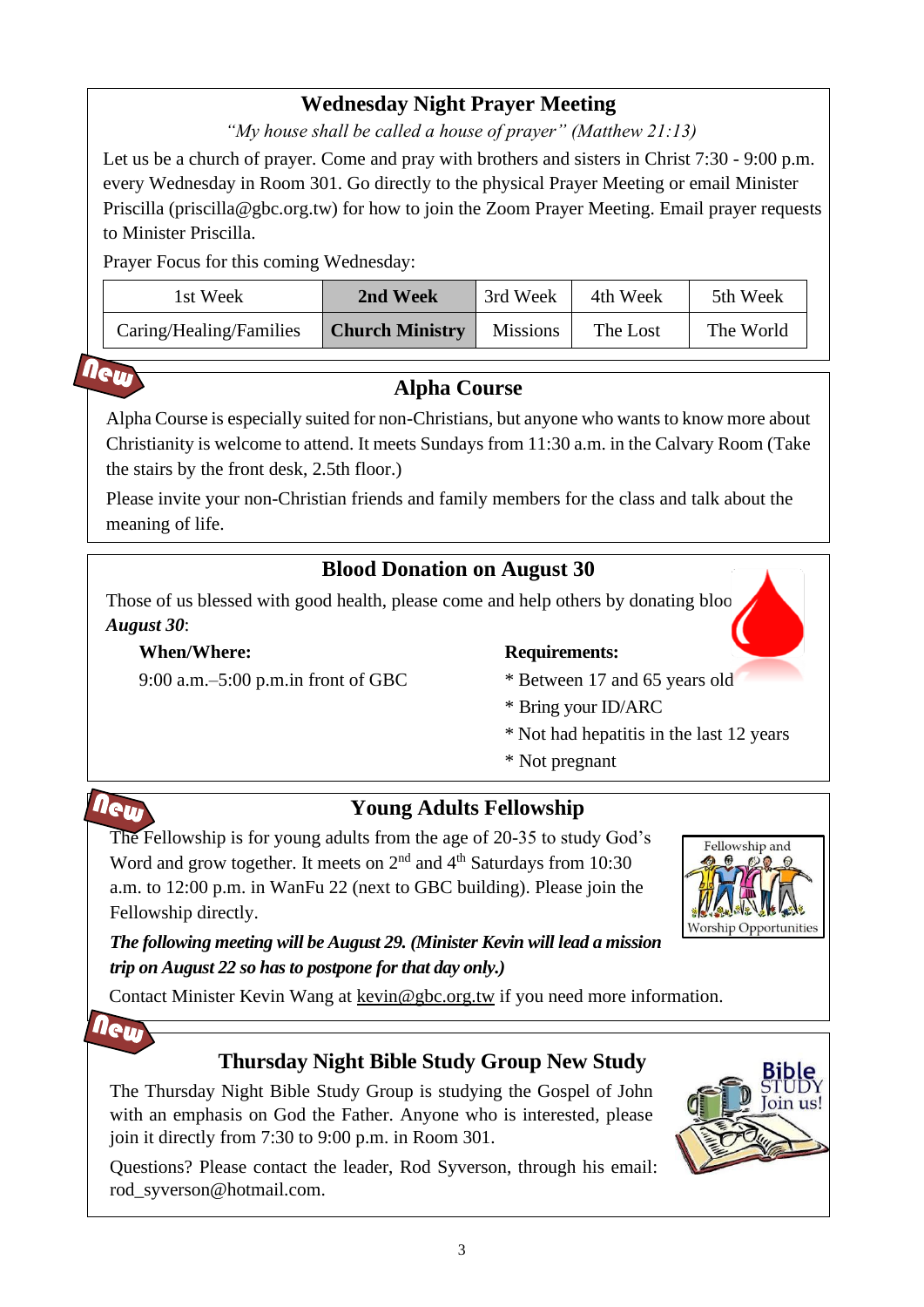## Wednesday Night Prayer Meeting

*"My house shall be called a house of prayer" (Matthew 21:13)*

Let us be a church of prayer. Come and pray with brothers and sisters in Christ 7:30 - 9:00 p.m. every Wednesday in Room 301. Go directly to the physical Prayer Meeting or email Minister Priscilla (priscilla@gbc.org.tw) for how to join the Zoom Prayer Meeting. Email prayer requests to Minister Priscilla.

Prayer Focus for this coming Wednesday:

| 1st Week | **2nd Week** | 3rd Week | 4th Week | 5th Week |
|---|---|---|---|---|
| Caring/Healing/Families | **Church Ministry** | Missions | The Lost | The World |

New

## Alpha Course

Alpha Course is especially suited for non-Christians, but anyone who wants to know more about Christianity is welcome to attend. It meets Sundays from 11:30 a.m. in the Calvary Room (Take the stairs by the front desk, 2.5th floor.)

Please invite your non-Christian friends and family members for the class and talk about the meaning of life.

## Blood Donation on August 30

Those of us blessed with good health, please come and help others by donating bloo *August 30*:

**When/Where:**

9:00 a.m.–5:00 p.m.in front of GBC

**Requirements:**

* Between 17 and 65 years old
* Bring your ID/ARC
* Not had hepatitis in the last 12 years
* Not pregnant

New

## Young Adults Fellowship

The Fellowship is for young adults from the age of 20-35 to study God's Word and grow together. It meets on 2nd and 4th Saturdays from 10:30 a.m. to 12:00 p.m. in WanFu 22 (next to GBC building). Please join the Fellowship directly.

***The following meeting will be August 29. (Minister Kevin will lead a mission trip on August 22 so has to postpone for that day only.)***

Contact Minister Kevin Wang at kevin@gbc.org.tw if you need more information.

New

## Thursday Night Bible Study Group New Study

The Thursday Night Bible Study Group is studying the Gospel of John with an emphasis on God the Father. Anyone who is interested, please join it directly from 7:30 to 9:00 p.m. in Room 301.

Questions? Please contact the leader, Rod Syverson, through his email: rod_syverson@hotmail.com.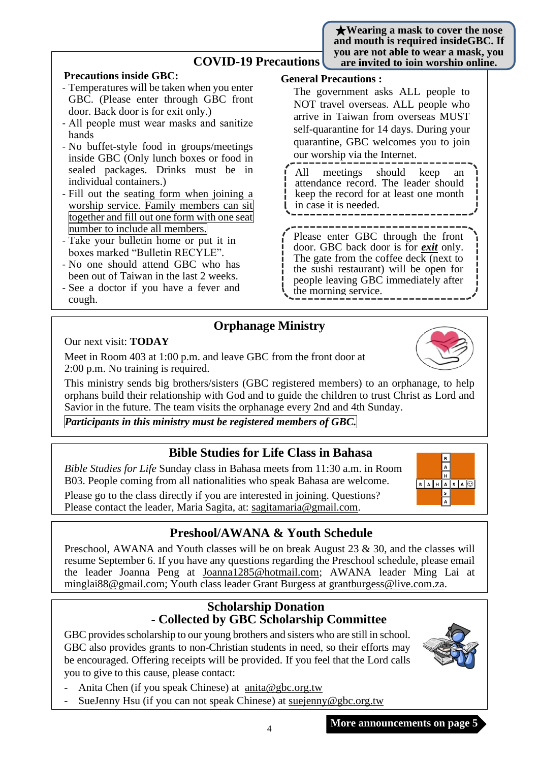★**Wearing a mask to cover the nose and mouth is required insideGBC. If you are not able to wear a mask, you are invited to join worship online.**

## COVID-19 Precautions

**Precautions inside GBC:**

- Temperatures will be taken when you enter GBC. (Please enter through GBC front door. Back door is for exit only.)
- All people must wear masks and sanitize hands
- No buffet-style food in groups/meetings inside GBC (Only lunch boxes or food in sealed packages. Drinks must be in individual containers.)
- Fill out the seating form when joining a worship service. Family members can sit together and fill out one form with one seat number to include all members.
- Take your bulletin home or put it in boxes marked "Bulletin RECYLE".
- No one should attend GBC who has been out of Taiwan in the last 2 weeks.
- See a doctor if you have a fever and cough.

**General Precautions :**

The government asks ALL people to NOT travel overseas. ALL people who arrive in Taiwan from overseas MUST self-quarantine for 14 days. During your quarantine, GBC welcomes you to join our worship via the Internet.

All meetings should keep an attendance record. The leader should keep the record for at least one month in case it is needed.

Please enter GBC through the front door. GBC back door is for ***exit*** only. The gate from the coffee deck (next to the sushi restaurant) will be open for people leaving GBC immediately after the morning service.

## Orphanage Ministry

Our next visit: **TODAY**

Meet in Room 403 at 1:00 p.m. and leave GBC from the front door at 2:00 p.m. No training is required.

This ministry sends big brothers/sisters (GBC registered members) to an orphanage, to help orphans build their relationship with God and to guide the children to trust Christ as Lord and Savior in the future. The team visits the orphanage every 2nd and 4th Sunday.

***Participants in this ministry must be registered members of GBC.***

## Bible Studies for Life Class in Bahasa

*Bible Studies for Life* Sunday class in Bahasa meets from 11:30 a.m. in Room B03. People coming from all nationalities who speak Bahasa are welcome.

Please go to the class directly if you are interested in joining. Questions? Please contact the leader, Maria Sagita, at: sagitamaria@gmail.com.

## Preshool/AWANA & Youth Schedule

Preschool, AWANA and Youth classes will be on break August 23 & 30, and the classes will resume September 6. If you have any questions regarding the Preschool schedule, please email the leader Joanna Peng at Joanna1285@hotmail.com; AWANA leader Ming Lai at minglai88@gmail.com; Youth class leader Grant Burgess at grantburgess@live.com.za.

## Scholarship Donation
## - Collected by GBC Scholarship Committee

GBC provides scholarship to our young brothers and sisters who are still in school. GBC also provides grants to non-Christian students in need, so their efforts may be encouraged. Offering receipts will be provided. If you feel that the Lord calls you to give to this cause, please contact:

- Anita Chen (if you speak Chinese) at anita@gbc.org.tw
- SueJenny Hsu (if you can not speak Chinese) at suejenny@gbc.org.tw

**More announcements on page 5**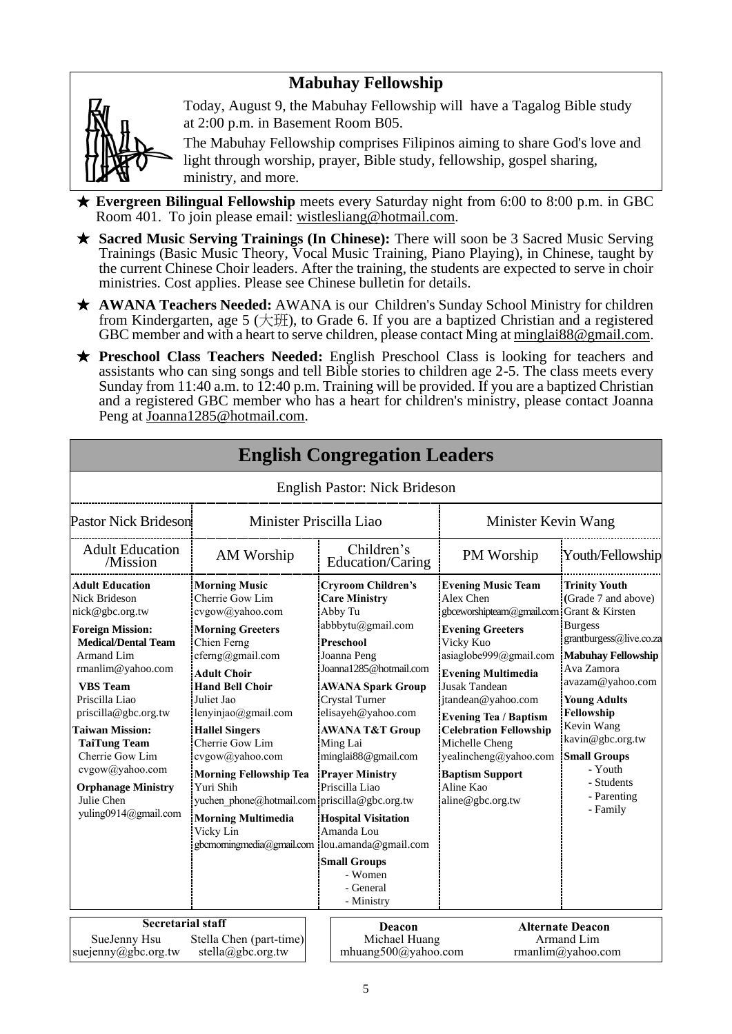## Mabuhay Fellowship

Today, August 9, the Mabuhay Fellowship will have a Tagalog Bible study at 2:00 p.m. in Basement Room B05.

The Mabuhay Fellowship comprises Filipinos aiming to share God's love and light through worship, prayer, Bible study, fellowship, gospel sharing, ministry, and more.

★ **Evergreen Bilingual Fellowship** meets every Saturday night from 6:00 to 8:00 p.m. in GBC Room 401. To join please email: wistlesliang@hotmail.com.

★ **Sacred Music Serving Trainings (In Chinese):** There will soon be 3 Sacred Music Serving Trainings (Basic Music Theory, Vocal Music Training, Piano Playing), in Chinese, taught by the current Chinese Choir leaders. After the training, the students are expected to serve in choir ministries. Cost applies. Please see Chinese bulletin for details.

★ **AWANA Teachers Needed:** AWANA is our Children's Sunday School Ministry for children from Kindergarten, age 5 (大班), to Grade 6. If you are a baptized Christian and a registered GBC member and with a heart to serve children, please contact Ming at minglai88@gmail.com.

★ **Preschool Class Teachers Needed:** English Preschool Class is looking for teachers and assistants who can sing songs and tell Bible stories to children age 2-5. The class meets every Sunday from 11:40 a.m. to 12:40 p.m. Training will be provided. If you are a baptized Christian and a registered GBC member who has a heart for children's ministry, please contact Joanna Peng at Joanna1285@hotmail.com.

## English Congregation Leaders

English Pastor: Nick Brideson

| Pastor Nick Brideson | Minister Priscilla Liao | | Minister Kevin Wang | |
|---|---|---|---|---|
| Adult Education /Mission | AM Worship | Children's Education/Caring | PM Worship | Youth/Fellowship |
| **Adult Education**<br>Nick Brideson<br>nick@gbc.org.tw<br>**Foreign Mission:**<br>**Medical/Dental Team**<br>Armand Lim<br>rmanlim@yahoo.com<br>**VBS Team**<br>Priscilla Liao<br>priscilla@gbc.org.tw<br>**Taiwan Mission:**<br>**TaiTung Team**<br>Cherrie Gow Lim<br>cvgow@yahoo.com<br>**Orphanage Ministry**<br>Julie Chen<br>yuling0914@gmail.com | **Morning Music**<br>Cherrie Gow Lim<br>cvgow@yahoo.com<br>**Morning Greeters**<br>Chien Ferng<br>cferng@gmail.com<br>**Adult Choir**<br>**Hand Bell Choir**<br>Juliet Jao<br>lenyinjao@gmail.com<br>**Hallel Singers**<br>Cherrie Gow Lim<br>cvgow@yahoo.com<br>**Morning Fellowship Tea**<br>Yuri Shih<br>yuchen_phone@hotmail.com<br>**Morning Multimedia**<br>Vicky Lin<br>gbcmorningmedia@gmail.com | **Cryroom Children's Care Ministry**<br>Abby Tu<br>abbbytu@gmail.com<br>**Preschool**<br>Joanna Peng<br>Joanna1285@hotmail.com<br>**AWANA Spark Group**<br>Crystal Turner<br>elisayeh@yahoo.com<br>**AWANA T&T Group**<br>Ming Lai<br>minglai88@gmail.com<br>**Prayer Ministry**<br>Priscilla Liao<br>priscilla@gbc.org.tw<br>**Hospital Visitation**<br>Amanda Lou<br>lou.amanda@gmail.com<br>**Small Groups**<br>- Women<br>- General<br>- Ministry | **Evening Music Team**<br>Alex Chen<br>gbceworshipteam@gmail.com<br>**Evening Greeters**<br>Vicky Kuo<br>asiaglobe999@gmail.com<br>**Evening Multimedia**<br>Jusak Tandean<br>jtandean@yahoo.com<br>**Evening Tea / Baptism Celebration Fellowship**<br>Michelle Cheng<br>yealincheng@yahoo.com<br>**Baptism Support**<br>Aline Kao<br>aline@gbc.org.tw | **Trinity Youth** (Grade 7 and above)<br>Grant & Kirsten Burgess<br>grantburgess@live.co.za<br>**Mabuhay Fellowship**<br>Ava Zamora<br>avazam@yahoo.com<br>**Young Adults Fellowship**<br>Kevin Wang<br>kavin@gbc.org.tw<br>**Small Groups**<br>- Youth<br>- Students<br>- Parenting<br>- Family |

| Secretarial staff | |
|---|---|
| SueJenny Hsu<br>suejenny@gbc.org.tw | Stella Chen (part-time)<br>stella@gbc.org.tw |

| Deacon | Alternate Deacon |
|---|---|
| Michael Huang<br>mhuang500@yahoo.com | Armand Lim<br>rmanlim@yahoo.com |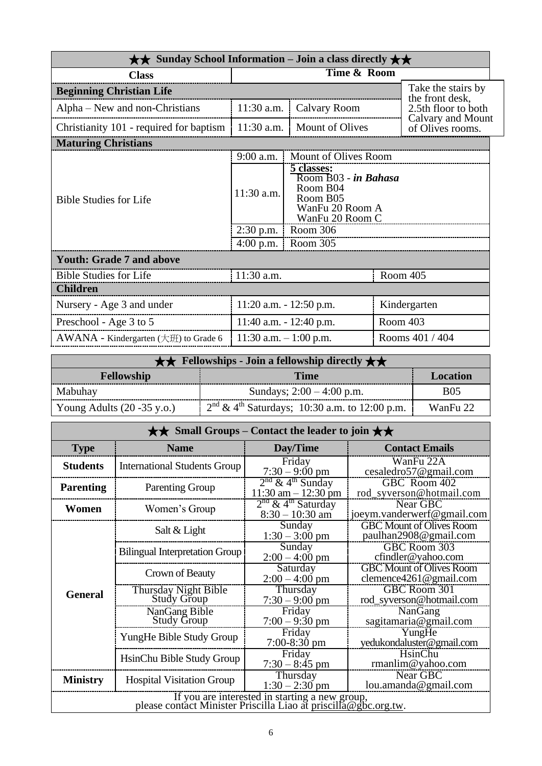## ★★ Sunday School Information – Join a class directly ★★

| Class | Time & Room | | |
|---|---|---|---|
| **Beginning Christian Life** | | | |
| Alpha – New and non-Christians | 11:30 a.m. | Calvary Room | Take the stairs by the front desk, 2.5th floor to both Calvary and Mount of Olives rooms. |
| Christianity 101 - required for baptism | 11:30 a.m. | Mount of Olives | |
| **Maturing Christians** | | | |
| Bible Studies for Life | 9:00 a.m. | Mount of Olives Room | |
| | 11:30 a.m. | **5 classes:** Room B03 - ***in Bahasa*** Room B04 Room B05 WanFu 20 Room A WanFu 20 Room C | |
| | 2:30 p.m. | Room 306 | |
| | 4:00 p.m. | Room 305 | |
| **Youth: Grade 7 and above** | | | |
| Bible Studies for Life | 11:30 a.m. | Room 405 | |
| **Children** | | | |
| Nursery - Age 3 and under | 11:20 a.m. - 12:50 p.m. | Kindergarten | |
| Preschool - Age 3 to 5 | 11:40 a.m. - 12:40 p.m. | Room 403 | |
| AWANA - Kindergarten (大班) to Grade 6 | 11:30 a.m. – 1:00 p.m. | Rooms 401 / 404 | |

## ★★ Fellowships - Join a fellowship directly ★★

| Fellowship | Time | Location |
|---|---|---|
| Mabuhay | Sundays; 2:00 – 4:00 p.m. | B05 |
| Young Adults (20 -35 y.o.) | 2nd & 4th Saturdays; 10:30 a.m. to 12:00 p.m. | WanFu 22 |

## ★★ Small Groups – Contact the leader to join ★★

| Type | Name | Day/Time | Contact Emails |
|---|---|---|---|
| **Students** | International Students Group | Friday 7:30 – 9:00 pm | WanFu 22A cesaledro57@gmail.com |
| **Parenting** | Parenting Group | 2nd & 4th Sunday 11:30 am – 12:30 pm | GBC Room 402 rod_syverson@hotmail.com |
| **Women** | Women's Group | 2nd & 4th Saturday 8:30 – 10:30 am | Near GBC joeym.vanderwerf@gmail.com |
| **General** | Salt & Light | Sunday 1:30 – 3:00 pm | GBC Mount of Olives Room paulhan2908@gmail.com |
| | Bilingual Interpretation Group | Sunday 2:00 – 4:00 pm | GBC Room 303 cfindler@yahoo.com |
| | Crown of Beauty | Saturday 2:00 – 4:00 pm | GBC Mount of Olives Room clemence4261@gmail.com |
| | Thursday Night Bible Study Group | Thursday 7:30 – 9:00 pm | GBC Room 301 rod_syverson@hotmail.com |
| | NanGang Bible Study Group | Friday 7:00 – 9:30 pm | NanGang sagitamaria@gmail.com |
| | YungHe Bible Study Group | Friday 7:00-8:30 pm | YungHe yedukondaluster@gmail.com |
| | HsinChu Bible Study Group | Friday 7:30 – 8:45 pm | HsinChu rmanlim@yahoo.com |
| **Ministry** | Hospital Visitation Group | Thursday 1:30 – 2:30 pm | Near GBC lou.amanda@gmail.com |

If you are interested in starting a new group, please contact Minister Priscilla Liao at priscilla@gbc.org.tw.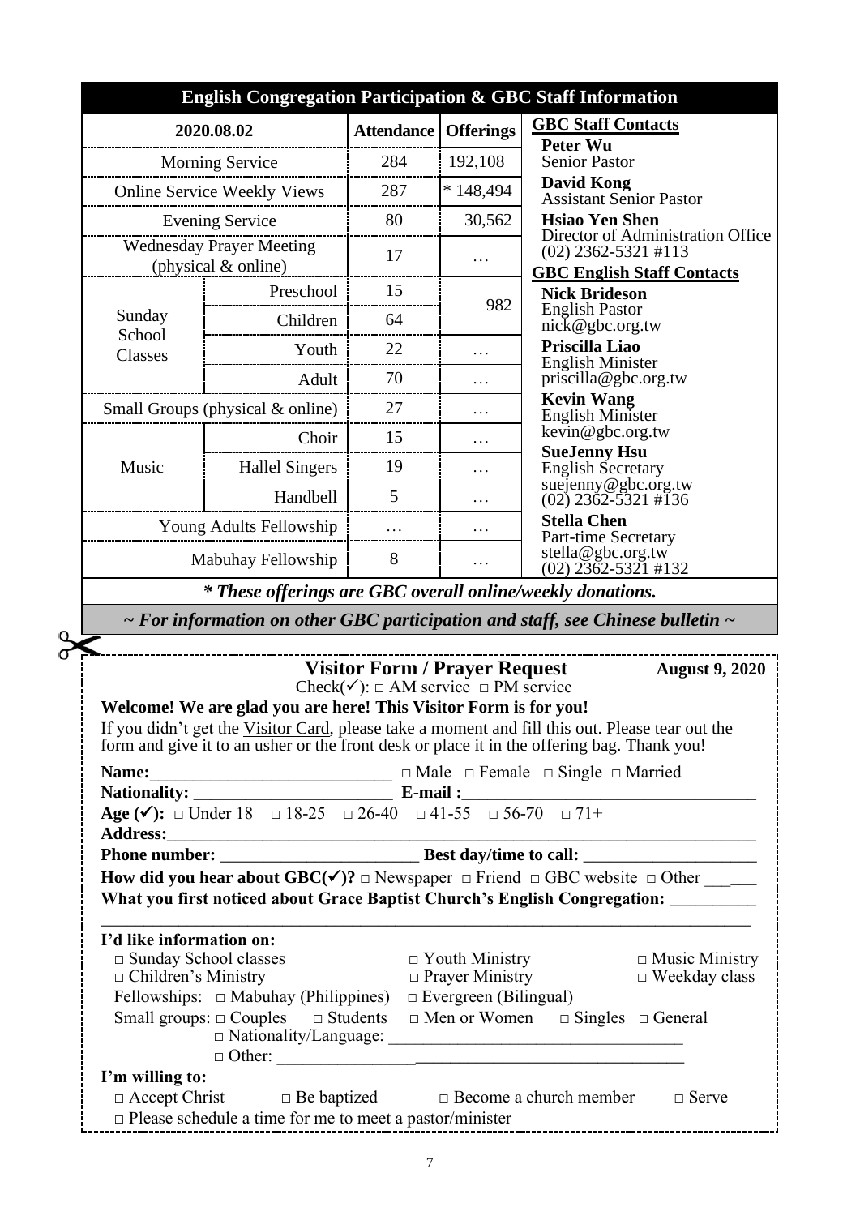## English Congregation Participation & GBC Staff Information

| 2020.08.02 | | Attendance | Offerings |
|---|---|---|---|
| Morning Service | | 284 | 192,108 |
| Online Service Weekly Views | | 287 | * 148,494 |
| Evening Service | | 80 | 30,562 |
| Wednesday Prayer Meeting (physical & online) | | 17 | … |
| Sunday School Classes | Preschool | 15 | 982 |
| | Children | 64 | |
| | Youth | 22 | … |
| | Adult | 70 | … |
| Small Groups (physical & online) | | 27 | … |
| Music | Choir | 15 | … |
| | Hallel Singers | 19 | … |
| | Handbell | 5 | … |
| Young Adults Fellowship | | … | … |
| Mabuhay Fellowship | | 8 | … |

**GBC Staff Contacts**

**Peter Wu**
Senior Pastor

**David Kong**
Assistant Senior Pastor

**Hsiao Yen Shen**
Director of Administration Office
(02) 2362-5321 #113

**GBC English Staff Contacts**

**Nick Brideson**
English Pastor
nick@gbc.org.tw

**Priscilla Liao**
English Minister
priscilla@gbc.org.tw

**Kevin Wang**
English Minister
kevin@gbc.org.tw

**SueJenny Hsu**
English Secretary
suejenny@gbc.org.tw
(02) 2362-5321 #136

**Stella Chen**
Part-time Secretary
stella@gbc.org.tw
(02) 2362-5321 #132

***\* These offerings are GBC overall online/weekly donations.***

***~ For information on other GBC participation and staff, see Chinese bulletin ~***

---

### Visitor Form / Prayer Request

**August 9, 2020**

Check(✓): □ AM service □ PM service

**Welcome! We are glad you are here! This Visitor Form is for you!**

If you didn't get the Visitor Card, please take a moment and fill this out. Please tear out the form and give it to an usher or the front desk or place it in the offering bag. Thank you!

**Name:**\_\_\_\_\_\_\_\_\_\_\_\_\_\_\_\_\_\_\_\_\_\_\_\_\_\_ □ Male □ Female □ Single □ Married

**Nationality:** \_\_\_\_\_\_\_\_\_\_\_\_\_\_\_\_\_\_\_\_\_\_ **E-mail :**\_\_\_\_\_\_\_\_\_\_\_\_\_\_\_\_\_\_\_\_\_\_\_\_\_\_\_\_\_\_

**Age (✓):** □ Under 18 □ 18-25 □ 26-40 □ 41-55 □ 56-70 □ 71+

**Address:**\_\_\_\_\_\_\_\_\_\_\_\_\_\_\_\_\_\_\_\_\_\_\_\_\_\_\_\_\_\_\_\_\_\_\_\_\_\_\_\_\_\_\_\_\_\_\_\_\_\_\_\_\_\_\_\_\_\_\_\_\_\_

**Phone number:** \_\_\_\_\_\_\_\_\_\_\_\_\_\_\_\_\_\_\_\_\_\_ **Best day/time to call:** \_\_\_\_\_\_\_\_\_\_\_\_\_\_\_\_\_\_\_\_

**How did you hear about GBC(✓)?** □ Newspaper □ Friend □ GBC website □ Other \_\_\_\_\_\_

**What you first noticed about Grace Baptist Church's English Congregation:** \_\_\_\_\_\_\_\_\_\_

\_\_\_\_\_\_\_\_\_\_\_\_\_\_\_\_\_\_\_\_\_\_\_\_\_\_\_\_\_\_\_\_\_\_\_\_\_\_\_\_\_\_\_\_\_\_\_\_\_\_\_\_\_\_\_\_\_\_\_\_\_\_\_\_\_\_\_\_\_\_\_\_\_\_

**I'd like information on:**

□ Sunday School classes □ Youth Ministry □ Music Ministry
□ Children's Ministry □ Prayer Ministry □ Weekday class
Fellowships: □ Mabuhay (Philippines) □ Evergreen (Bilingual)
Small groups: □ Couples □ Students □ Men or Women □ Singles □ General
□ Nationality/Language: \_\_\_\_\_\_\_\_\_\_\_\_\_\_\_\_\_\_\_\_\_\_\_\_\_\_\_\_\_\_\_\_\_\_
□ Other: \_\_\_\_\_\_\_\_\_\_\_\_\_\_\_\_\_\_\_\_\_\_\_\_\_\_\_\_\_\_\_\_\_\_\_\_\_\_\_\_\_\_\_\_\_\_

**I'm willing to:**

□ Accept Christ □ Be baptized □ Become a church member □ Serve
□ Please schedule a time for me to meet a pastor/minister